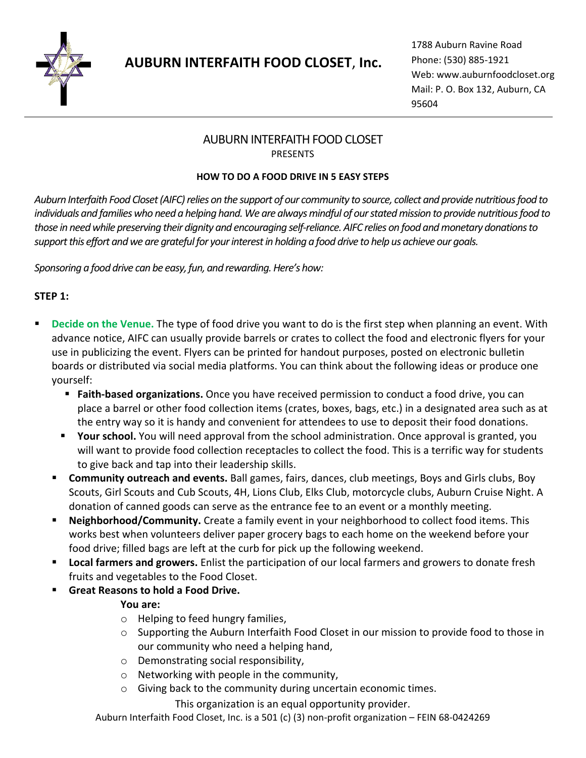# AUBURN INTERFAITH FOOD CLOSET, Inc.

1788 Auburn Ravine Road
Phone: (530) 885-1921
Web: www.auburnfoodcloset.org
Mail: P. O. Box 132, Auburn, CA 95604

---

## AUBURN INTERFAITH FOOD CLOSET
PRESENTS

### HOW TO DO A FOOD DRIVE IN 5 EASY STEPS

*Auburn Interfaith Food Closet (AIFC) relies on the support of our community to source, collect and provide nutritious food to individuals and families who need a helping hand. We are always mindful of our stated mission to provide nutritious food to those in need while preserving their dignity and encouraging self-reliance. AIFC relies on food and monetary donations to support this effort and we are grateful for your interest in holding a food drive to help us achieve our goals.*

*Sponsoring a food drive can be easy, fun, and rewarding. Here's how:*

**STEP 1:**

- **Decide on the Venue.** The type of food drive you want to do is the first step when planning an event. With advance notice, AIFC can usually provide barrels or crates to collect the food and electronic flyers for your use in publicizing the event. Flyers can be printed for handout purposes, posted on electronic bulletin boards or distributed via social media platforms. You can think about the following ideas or produce one yourself:
  - **Faith-based organizations.** Once you have received permission to conduct a food drive, you can place a barrel or other food collection items (crates, boxes, bags, etc.) in a designated area such as at the entry way so it is handy and convenient for attendees to use to deposit their food donations.
  - **Your school.** You will need approval from the school administration. Once approval is granted, you will want to provide food collection receptacles to collect the food. This is a terrific way for students to give back and tap into their leadership skills.
- **Community outreach and events.** Ball games, fairs, dances, club meetings, Boys and Girls clubs, Boy Scouts, Girl Scouts and Cub Scouts, 4H, Lions Club, Elks Club, motorcycle clubs, Auburn Cruise Night. A donation of canned goods can serve as the entrance fee to an event or a monthly meeting.
- **Neighborhood/Community.** Create a family event in your neighborhood to collect food items. This works best when volunteers deliver paper grocery bags to each home on the weekend before your food drive; filled bags are left at the curb for pick up the following weekend.
- **Local farmers and growers.** Enlist the participation of our local farmers and growers to donate fresh fruits and vegetables to the Food Closet.
- **Great Reasons to hold a Food Drive.**

  **You are:**
  - Helping to feed hungry families,
  - Supporting the Auburn Interfaith Food Closet in our mission to provide food to those in our community who need a helping hand,
  - Demonstrating social responsibility,
  - Networking with people in the community,
  - Giving back to the community during uncertain economic times.

This organization is an equal opportunity provider.
Auburn Interfaith Food Closet, Inc. is a 501 (c) (3) non-profit organization – FEIN 68-0424269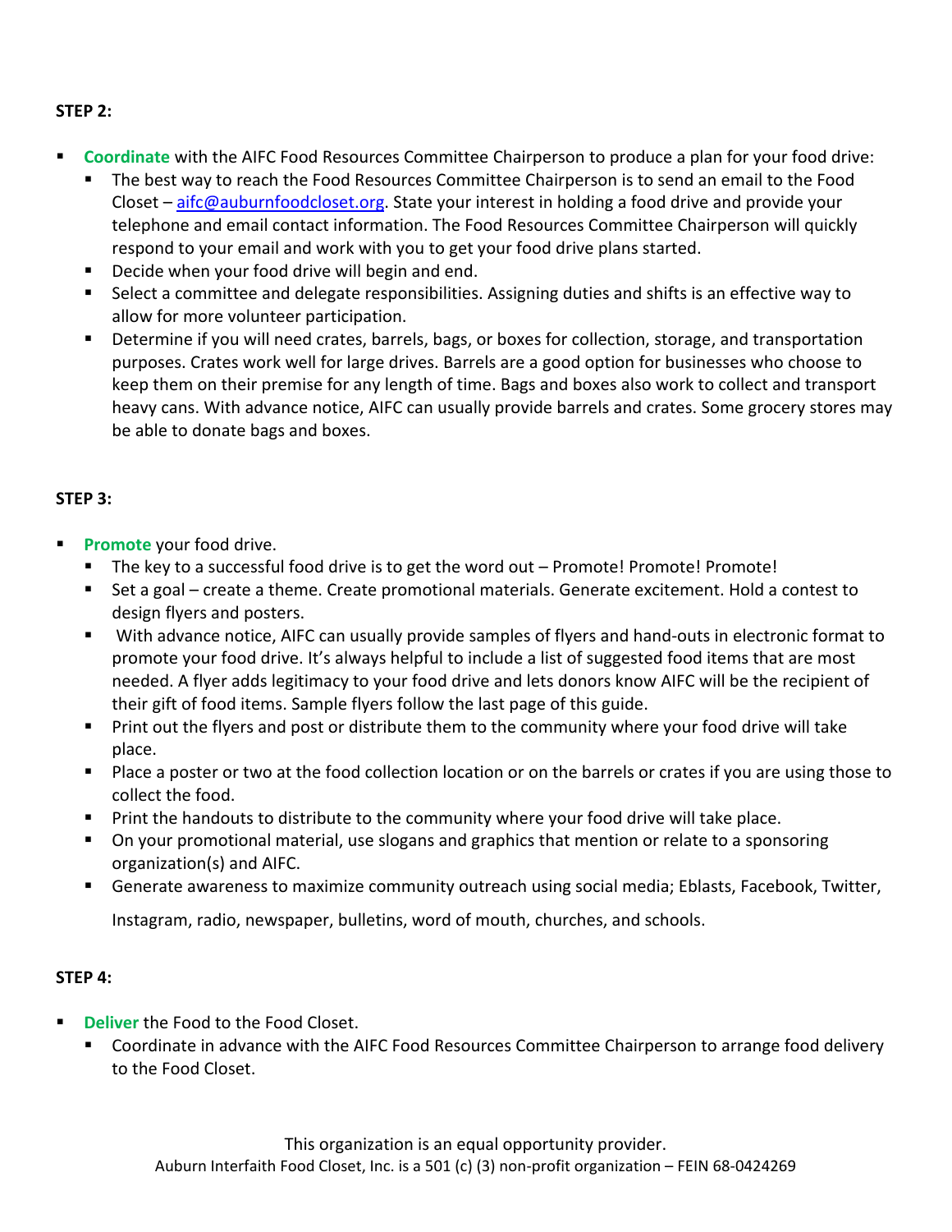**STEP 2:**

- **Coordinate** with the AIFC Food Resources Committee Chairperson to produce a plan for your food drive:
  - The best way to reach the Food Resources Committee Chairperson is to send an email to the Food Closet – aifc@auburnfoodcloset.org. State your interest in holding a food drive and provide your telephone and email contact information. The Food Resources Committee Chairperson will quickly respond to your email and work with you to get your food drive plans started.
  - Decide when your food drive will begin and end.
  - Select a committee and delegate responsibilities. Assigning duties and shifts is an effective way to allow for more volunteer participation.
  - Determine if you will need crates, barrels, bags, or boxes for collection, storage, and transportation purposes. Crates work well for large drives. Barrels are a good option for businesses who choose to keep them on their premise for any length of time. Bags and boxes also work to collect and transport heavy cans. With advance notice, AIFC can usually provide barrels and crates. Some grocery stores may be able to donate bags and boxes.

**STEP 3:**

- **Promote** your food drive.
  - The key to a successful food drive is to get the word out – Promote! Promote! Promote!
  - Set a goal – create a theme. Create promotional materials. Generate excitement. Hold a contest to design flyers and posters.
  - With advance notice, AIFC can usually provide samples of flyers and hand-outs in electronic format to promote your food drive. It's always helpful to include a list of suggested food items that are most needed. A flyer adds legitimacy to your food drive and lets donors know AIFC will be the recipient of their gift of food items. Sample flyers follow the last page of this guide.
  - Print out the flyers and post or distribute them to the community where your food drive will take place.
  - Place a poster or two at the food collection location or on the barrels or crates if you are using those to collect the food.
  - Print the handouts to distribute to the community where your food drive will take place.
  - On your promotional material, use slogans and graphics that mention or relate to a sponsoring organization(s) and AIFC.
  - Generate awareness to maximize community outreach using social media; Eblasts, Facebook, Twitter, Instagram, radio, newspaper, bulletins, word of mouth, churches, and schools.

**STEP 4:**

- **Deliver** the Food to the Food Closet.
  - Coordinate in advance with the AIFC Food Resources Committee Chairperson to arrange food delivery to the Food Closet.

This organization is an equal opportunity provider.
Auburn Interfaith Food Closet, Inc. is a 501 (c) (3) non-profit organization – FEIN 68-0424269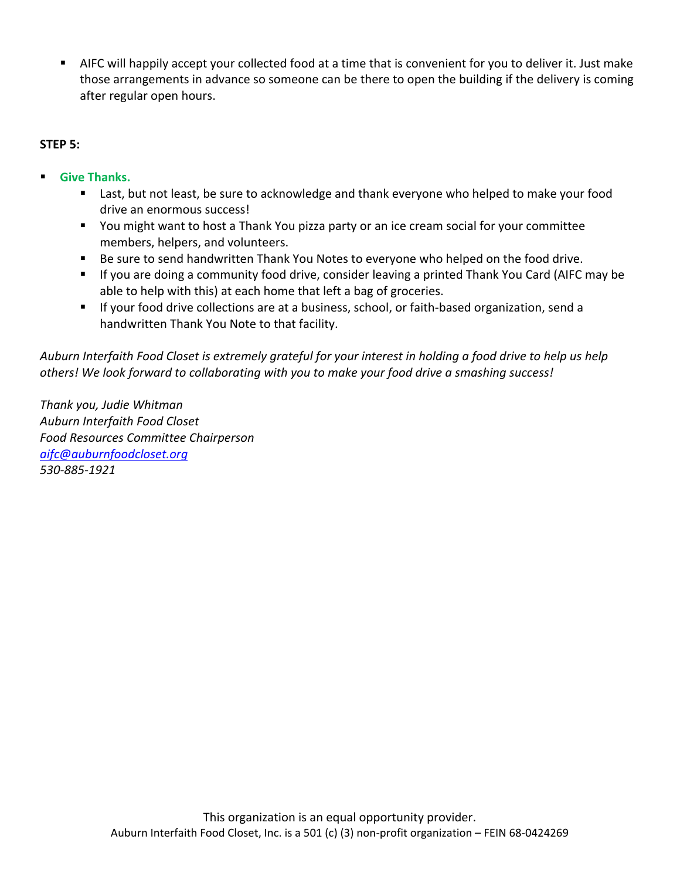- AIFC will happily accept your collected food at a time that is convenient for you to deliver it. Just make those arrangements in advance so someone can be there to open the building if the delivery is coming after regular open hours.

**STEP 5:**

- **Give Thanks.**
  - Last, but not least, be sure to acknowledge and thank everyone who helped to make your food drive an enormous success!
  - You might want to host a Thank You pizza party or an ice cream social for your committee members, helpers, and volunteers.
  - Be sure to send handwritten Thank You Notes to everyone who helped on the food drive.
  - If you are doing a community food drive, consider leaving a printed Thank You Card (AIFC may be able to help with this) at each home that left a bag of groceries.
  - If your food drive collections are at a business, school, or faith-based organization, send a handwritten Thank You Note to that facility.

*Auburn Interfaith Food Closet is extremely grateful for your interest in holding a food drive to help us help others! We look forward to collaborating with you to make your food drive a smashing success!*

*Thank you, Judie Whitman*
*Auburn Interfaith Food Closet*
*Food Resources Committee Chairperson*
*aifc@auburnfoodcloset.org*
*530-885-1921*

This organization is an equal opportunity provider.
Auburn Interfaith Food Closet, Inc. is a 501 (c) (3) non-profit organization – FEIN 68-0424269